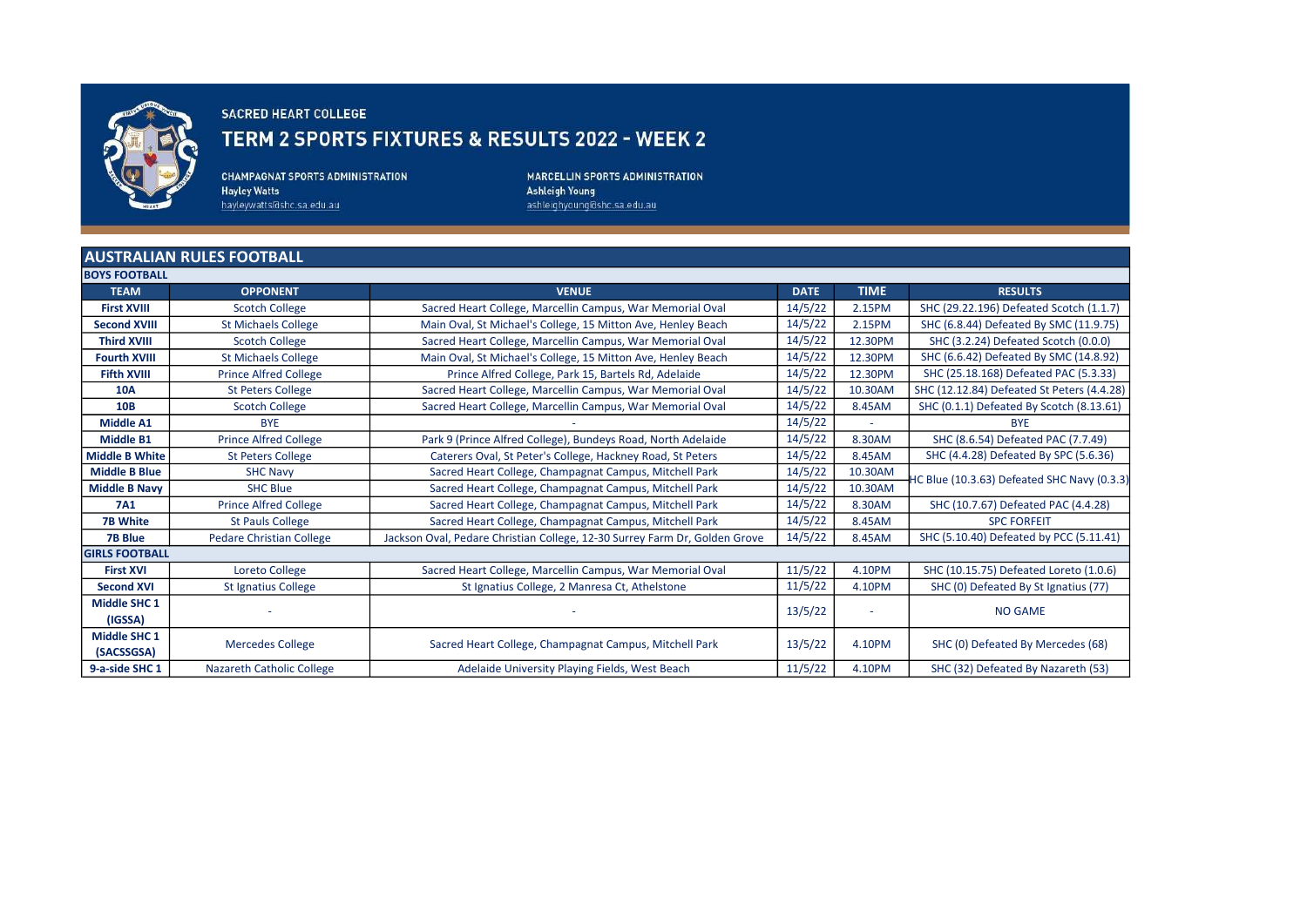SACRED HEART COLLEGE

# TERM 2 SPORTS FIXTURES & RESULTS 2022 - WEEK 2

**CHAMPAGNAT SPORTS ADMINISTRATION**
Hayley Watts
hayleywatts@shc.sa.edu.au

**MARCELLIN SPORTS ADMINISTRATION**
Ashleigh Young
ashleighyoung@shc.sa.edu.au

## AUSTRALIAN RULES FOOTBALL

| TEAM | OPPONENT | VENUE | DATE | TIME | RESULTS |
|---|---|---|---|---|---|
| **BOYS FOOTBALL** | | | | | |
| **First XVIII** | Scotch College | Sacred Heart College, Marcellin Campus, War Memorial Oval | 14/5/22 | 2.15PM | SHC (29.22.196) Defeated Scotch (1.1.7) |
| **Second XVIII** | St Michaels College | Main Oval, St Michael's College, 15 Mitton Ave, Henley Beach | 14/5/22 | 2.15PM | SHC (6.8.44) Defeated By SMC (11.9.75) |
| **Third XVIII** | Scotch College | Sacred Heart College, Marcellin Campus, War Memorial Oval | 14/5/22 | 12.30PM | SHC (3.2.24) Defeated Scotch (0.0.0) |
| **Fourth XVIII** | St Michaels College | Main Oval, St Michael's College, 15 Mitton Ave, Henley Beach | 14/5/22 | 12.30PM | SHC (6.6.42) Defeated By SMC (14.8.92) |
| **Fifth XVIII** | Prince Alfred College | Prince Alfred College, Park 15, Bartels Rd, Adelaide | 14/5/22 | 12.30PM | SHC (25.18.168) Defeated PAC (5.3.33) |
| **10A** | St Peters College | Sacred Heart College, Marcellin Campus, War Memorial Oval | 14/5/22 | 10.30AM | SHC (12.12.84) Defeated St Peters (4.4.28) |
| **10B** | Scotch College | Sacred Heart College, Marcellin Campus, War Memorial Oval | 14/5/22 | 8.45AM | SHC (0.1.1) Defeated By Scotch (8.13.61) |
| **Middle A1** | BYE | - | 14/5/22 | - | BYE |
| **Middle B1** | Prince Alfred College | Park 9 (Prince Alfred College), Bundeys Road, North Adelaide | 14/5/22 | 8.30AM | SHC (8.6.54) Defeated PAC (7.7.49) |
| **Middle B White** | St Peters College | Caterers Oval, St Peter's College, Hackney Road, St Peters | 14/5/22 | 8.45AM | SHC (4.4.28) Defeated By SPC (5.6.36) |
| **Middle B Blue** | SHC Navy | Sacred Heart College, Champagnat Campus, Mitchell Park | 14/5/22 | 10.30AM | SHC Blue (10.3.63) Defeated SHC Navy (0.3.3) |
| **Middle B Navy** | SHC Blue | Sacred Heart College, Champagnat Campus, Mitchell Park | 14/5/22 | 10.30AM | |
| **7A1** | Prince Alfred College | Sacred Heart College, Champagnat Campus, Mitchell Park | 14/5/22 | 8.30AM | SHC (10.7.67) Defeated PAC (4.4.28) |
| **7B White** | St Pauls College | Sacred Heart College, Champagnat Campus, Mitchell Park | 14/5/22 | 8.45AM | SPC FORFEIT |
| **7B Blue** | Pedare Christian College | Jackson Oval, Pedare Christian College, 12-30 Surrey Farm Dr, Golden Grove | 14/5/22 | 8.45AM | SHC (5.10.40) Defeated by PCC (5.11.41) |
| **GIRLS FOOTBALL** | | | | | |
| **First XVI** | Loreto College | Sacred Heart College, Marcellin Campus, War Memorial Oval | 11/5/22 | 4.10PM | SHC (10.15.75) Defeated Loreto (1.0.6) |
| **Second XVI** | St Ignatius College | St Ignatius College, 2 Manresa Ct, Athelstone | 11/5/22 | 4.10PM | SHC (0) Defeated By St Ignatius (77) |
| **Middle SHC 1 (IGSSA)** | - | - | 13/5/22 | - | NO GAME |
| **Middle SHC 1 (SACSSGSA)** | Mercedes College | Sacred Heart College, Champagnat Campus, Mitchell Park | 13/5/22 | 4.10PM | SHC (0) Defeated By Mercedes (68) |
| **9-a-side SHC 1** | Nazareth Catholic College | Adelaide University Playing Fields, West Beach | 11/5/22 | 4.10PM | SHC (32) Defeated By Nazareth (53) |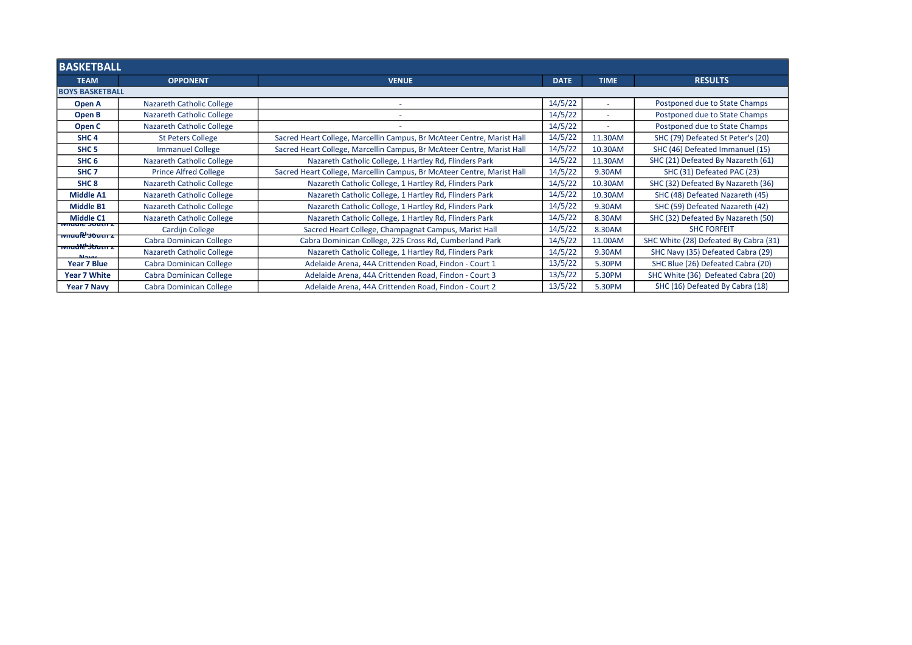| BASKETBALL | | | | | |
|---|---|---|---|---|---|
| **TEAM** | **OPPONENT** | **VENUE** | **DATE** | **TIME** | **RESULTS** |
| **BOYS BASKETBALL** | | | | | |
| **Open A** | Nazareth Catholic College | - | 14/5/22 | - | Postponed due to State Champs |
| **Open B** | Nazareth Catholic College | - | 14/5/22 | - | Postponed due to State Champs |
| **Open C** | Nazareth Catholic College | - | 14/5/22 | - | Postponed due to State Champs |
| **SHC 4** | St Peters College | Sacred Heart College, Marcellin Campus, Br McAteer Centre, Marist Hall | 14/5/22 | 11.30AM | SHC (79) Defeated St Peter's (20) |
| **SHC 5** | Immanuel College | Sacred Heart College, Marcellin Campus, Br McAteer Centre, Marist Hall | 14/5/22 | 10.30AM | SHC (46) Defeated Immanuel (15) |
| **SHC 6** | Nazareth Catholic College | Nazareth Catholic College, 1 Hartley Rd, Flinders Park | 14/5/22 | 11.30AM | SHC (21) Defeated By Nazareth (61) |
| **SHC 7** | Prince Alfred College | Sacred Heart College, Marcellin Campus, Br McAteer Centre, Marist Hall | 14/5/22 | 9.30AM | SHC (31) Defeated PAC (23) |
| **SHC 8** | Nazareth Catholic College | Nazareth Catholic College, 1 Hartley Rd, Flinders Park | 14/5/22 | 10.30AM | SHC (32) Defeated By Nazareth (36) |
| **Middle A1** | Nazareth Catholic College | Nazareth Catholic College, 1 Hartley Rd, Flinders Park | 14/5/22 | 10.30AM | SHC (48) Defeated Nazareth (45) |
| **Middle B1** | Nazareth Catholic College | Nazareth Catholic College, 1 Hartley Rd, Flinders Park | 14/5/22 | 9.30AM | SHC (59) Defeated Nazareth (42) |
| **Middle C1** | Nazareth Catholic College | Nazareth Catholic College, 1 Hartley Rd, Flinders Park | 14/5/22 | 8.30AM | SHC (32) Defeated By Nazareth (50) |
| **Middle South 2 Blue** | Cardijn College | Sacred Heart College, Champagnat Campus, Marist Hall | 14/5/22 | 8.30AM | SHC FORFEIT |
| **Middle South 2 White** | Cabra Dominican College | Cabra Dominican College, 225 Cross Rd, Cumberland Park | 14/5/22 | 11.00AM | SHC White (28) Defeated By Cabra (31) |
| **Middle South 2 Navy** | Nazareth Catholic College | Nazareth Catholic College, 1 Hartley Rd, Flinders Park | 14/5/22 | 9.30AM | SHC Navy (35) Defeated Cabra (29) |
| **Year 7 Blue** | Cabra Dominican College | Adelaide Arena, 44A Crittenden Road, Findon - Court 1 | 13/5/22 | 5.30PM | SHC Blue (26) Defeated Cabra (20) |
| **Year 7 White** | Cabra Dominican College | Adelaide Arena, 44A Crittenden Road, Findon - Court 3 | 13/5/22 | 5.30PM | SHC White (36) Defeated Cabra (20) |
| **Year 7 Navy** | Cabra Dominican College | Adelaide Arena, 44A Crittenden Road, Findon - Court 2 | 13/5/22 | 5.30PM | SHC (16) Defeated By Cabra (18) |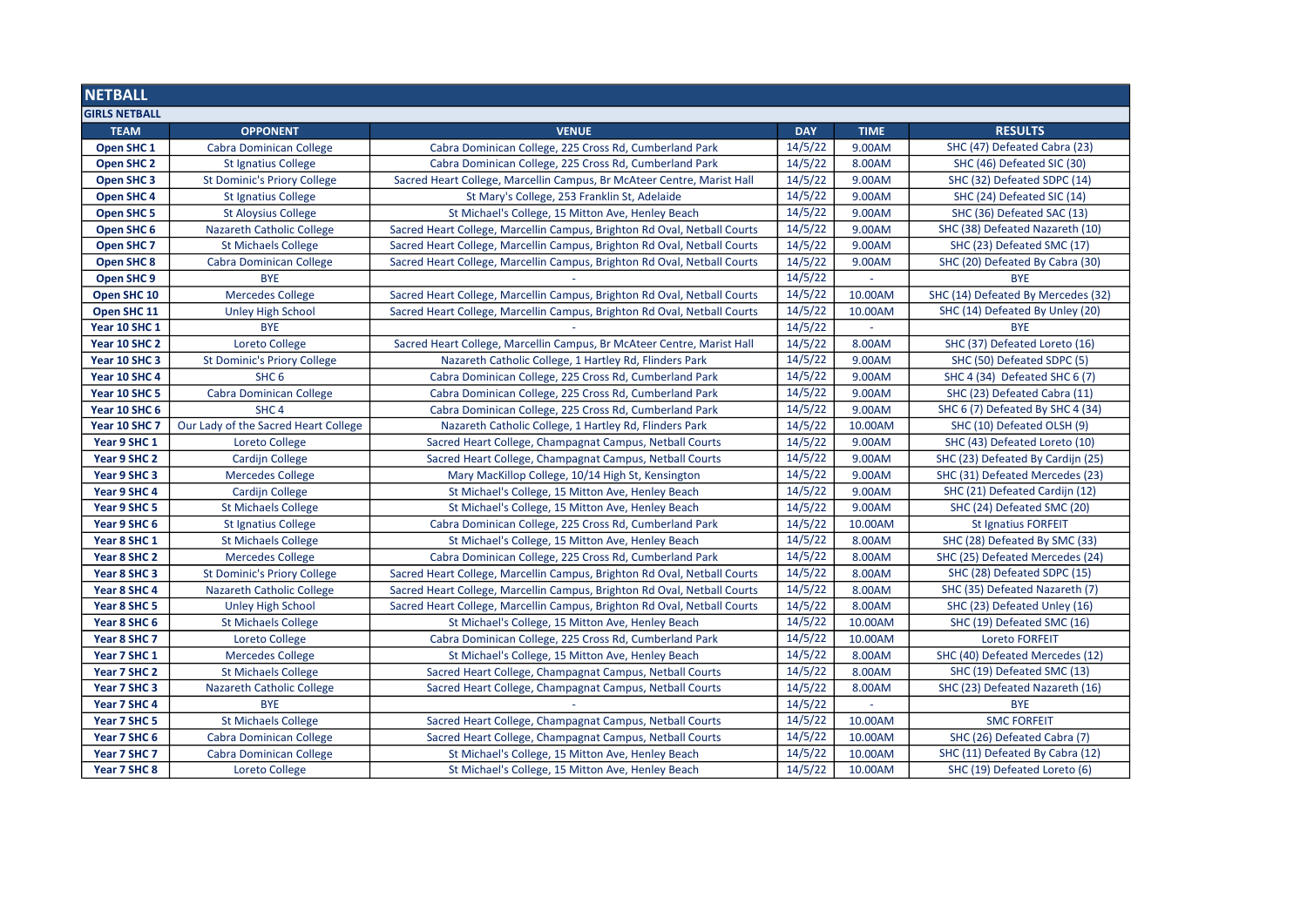# NETBALL

## GIRLS NETBALL

| TEAM | OPPONENT | VENUE | DAY | TIME | RESULTS |
|---|---|---|---|---|---|
| Open SHC 1 | Cabra Dominican College | Cabra Dominican College, 225 Cross Rd, Cumberland Park | 14/5/22 | 9.00AM | SHC (47) Defeated Cabra (23) |
| Open SHC 2 | St Ignatius College | Cabra Dominican College, 225 Cross Rd, Cumberland Park | 14/5/22 | 8.00AM | SHC (46) Defeated SIC (30) |
| Open SHC 3 | St Dominic's Priory College | Sacred Heart College, Marcellin Campus, Br McAteer Centre, Marist Hall | 14/5/22 | 9.00AM | SHC (32) Defeated SDPC (14) |
| Open SHC 4 | St Ignatius College | St Mary's College, 253 Franklin St, Adelaide | 14/5/22 | 9.00AM | SHC (24) Defeated SIC (14) |
| Open SHC 5 | St Aloysius College | St Michael's College, 15 Mitton Ave, Henley Beach | 14/5/22 | 9.00AM | SHC (36) Defeated SAC (13) |
| Open SHC 6 | Nazareth Catholic College | Sacred Heart College, Marcellin Campus, Brighton Rd Oval, Netball Courts | 14/5/22 | 9.00AM | SHC (38) Defeated Nazareth (10) |
| Open SHC 7 | St Michaels College | Sacred Heart College, Marcellin Campus, Brighton Rd Oval, Netball Courts | 14/5/22 | 9.00AM | SHC (23) Defeated SMC (17) |
| Open SHC 8 | Cabra Dominican College | Sacred Heart College, Marcellin Campus, Brighton Rd Oval, Netball Courts | 14/5/22 | 9.00AM | SHC (20) Defeated By Cabra (30) |
| Open SHC 9 | BYE | - | 14/5/22 | - | BYE |
| Open SHC 10 | Mercedes College | Sacred Heart College, Marcellin Campus, Brighton Rd Oval, Netball Courts | 14/5/22 | 10.00AM | SHC (14) Defeated By Mercedes (32) |
| Open SHC 11 | Unley High School | Sacred Heart College, Marcellin Campus, Brighton Rd Oval, Netball Courts | 14/5/22 | 10.00AM | SHC (14) Defeated By Unley (20) |
| Year 10 SHC 1 | BYE | - | 14/5/22 | - | BYE |
| Year 10 SHC 2 | Loreto College | Sacred Heart College, Marcellin Campus, Br McAteer Centre, Marist Hall | 14/5/22 | 8.00AM | SHC (37) Defeated Loreto (16) |
| Year 10 SHC 3 | St Dominic's Priory College | Nazareth Catholic College, 1 Hartley Rd, Flinders Park | 14/5/22 | 9.00AM | SHC (50) Defeated SDPC (5) |
| Year 10 SHC 4 | SHC 6 | Cabra Dominican College, 225 Cross Rd, Cumberland Park | 14/5/22 | 9.00AM | SHC 4 (34) Defeated SHC 6 (7) |
| Year 10 SHC 5 | Cabra Dominican College | Cabra Dominican College, 225 Cross Rd, Cumberland Park | 14/5/22 | 9.00AM | SHC (23) Defeated Cabra (11) |
| Year 10 SHC 6 | SHC 4 | Cabra Dominican College, 225 Cross Rd, Cumberland Park | 14/5/22 | 9.00AM | SHC 6 (7) Defeated By SHC 4 (34) |
| Year 10 SHC 7 | Our Lady of the Sacred Heart College | Nazareth Catholic College, 1 Hartley Rd, Flinders Park | 14/5/22 | 10.00AM | SHC (10) Defeated OLSH (9) |
| Year 9 SHC 1 | Loreto College | Sacred Heart College, Champagnat Campus, Netball Courts | 14/5/22 | 9.00AM | SHC (43) Defeated Loreto (10) |
| Year 9 SHC 2 | Cardijn College | Sacred Heart College, Champagnat Campus, Netball Courts | 14/5/22 | 9.00AM | SHC (23) Defeated By Cardijn (25) |
| Year 9 SHC 3 | Mercedes College | Mary MacKillop College, 10/14 High St, Kensington | 14/5/22 | 9.00AM | SHC (31) Defeated Mercedes (23) |
| Year 9 SHC 4 | Cardijn College | St Michael's College, 15 Mitton Ave, Henley Beach | 14/5/22 | 9.00AM | SHC (21) Defeated Cardijn (12) |
| Year 9 SHC 5 | St Michaels College | St Michael's College, 15 Mitton Ave, Henley Beach | 14/5/22 | 9.00AM | SHC (24) Defeated SMC (20) |
| Year 9 SHC 6 | St Ignatius College | Cabra Dominican College, 225 Cross Rd, Cumberland Park | 14/5/22 | 10.00AM | St Ignatius FORFEIT |
| Year 8 SHC 1 | St Michaels College | St Michael's College, 15 Mitton Ave, Henley Beach | 14/5/22 | 8.00AM | SHC (28) Defeated By SMC (33) |
| Year 8 SHC 2 | Mercedes College | Cabra Dominican College, 225 Cross Rd, Cumberland Park | 14/5/22 | 8.00AM | SHC (25) Defeated Mercedes (24) |
| Year 8 SHC 3 | St Dominic's Priory College | Sacred Heart College, Marcellin Campus, Brighton Rd Oval, Netball Courts | 14/5/22 | 8.00AM | SHC (28) Defeated SDPC (15) |
| Year 8 SHC 4 | Nazareth Catholic College | Sacred Heart College, Marcellin Campus, Brighton Rd Oval, Netball Courts | 14/5/22 | 8.00AM | SHC (35) Defeated Nazareth (7) |
| Year 8 SHC 5 | Unley High School | Sacred Heart College, Marcellin Campus, Brighton Rd Oval, Netball Courts | 14/5/22 | 8.00AM | SHC (23) Defeated Unley (16) |
| Year 8 SHC 6 | St Michaels College | St Michael's College, 15 Mitton Ave, Henley Beach | 14/5/22 | 10.00AM | SHC (19) Defeated SMC (16) |
| Year 8 SHC 7 | Loreto College | Cabra Dominican College, 225 Cross Rd, Cumberland Park | 14/5/22 | 10.00AM | Loreto FORFEIT |
| Year 7 SHC 1 | Mercedes College | St Michael's College, 15 Mitton Ave, Henley Beach | 14/5/22 | 8.00AM | SHC (40) Defeated Mercedes (12) |
| Year 7 SHC 2 | St Michaels College | Sacred Heart College, Champagnat Campus, Netball Courts | 14/5/22 | 8.00AM | SHC (19) Defeated SMC (13) |
| Year 7 SHC 3 | Nazareth Catholic College | Sacred Heart College, Champagnat Campus, Netball Courts | 14/5/22 | 8.00AM | SHC (23) Defeated Nazareth (16) |
| Year 7 SHC 4 | BYE | - | 14/5/22 | - | BYE |
| Year 7 SHC 5 | St Michaels College | Sacred Heart College, Champagnat Campus, Netball Courts | 14/5/22 | 10.00AM | SMC FORFEIT |
| Year 7 SHC 6 | Cabra Dominican College | Sacred Heart College, Champagnat Campus, Netball Courts | 14/5/22 | 10.00AM | SHC (26) Defeated Cabra (7) |
| Year 7 SHC 7 | Cabra Dominican College | St Michael's College, 15 Mitton Ave, Henley Beach | 14/5/22 | 10.00AM | SHC (11) Defeated By Cabra (12) |
| Year 7 SHC 8 | Loreto College | St Michael's College, 15 Mitton Ave, Henley Beach | 14/5/22 | 10.00AM | SHC (19) Defeated Loreto (6) |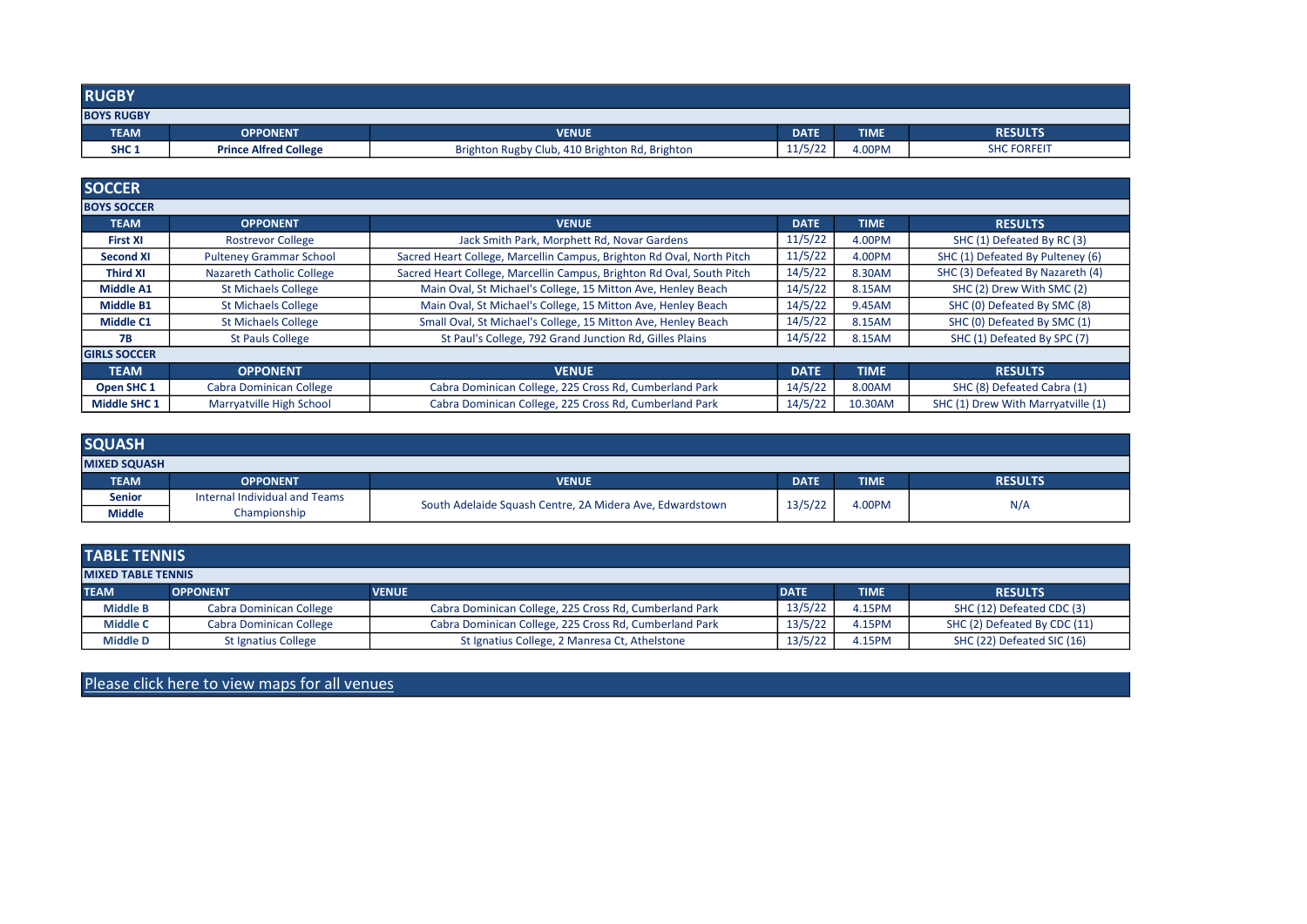## RUGBY

**BOYS RUGBY**

| TEAM | OPPONENT | VENUE | DATE | TIME | RESULTS |
|---|---|---|---|---|---|
| **SHC 1** | **Prince Alfred College** | Brighton Rugby Club, 410 Brighton Rd, Brighton | 11/5/22 | 4.00PM | SHC FORFEIT |

## SOCCER

**BOYS SOCCER**

| TEAM | OPPONENT | VENUE | DATE | TIME | RESULTS |
|---|---|---|---|---|---|
| **First XI** | Rostrevor College | Jack Smith Park, Morphett Rd, Novar Gardens | 11/5/22 | 4.00PM | SHC (1) Defeated By RC (3) |
| **Second XI** | Pulteney Grammar School | Sacred Heart College, Marcellin Campus, Brighton Rd Oval, North Pitch | 11/5/22 | 4.00PM | SHC (1) Defeated By Pulteney (6) |
| **Third XI** | Nazareth Catholic College | Sacred Heart College, Marcellin Campus, Brighton Rd Oval, South Pitch | 14/5/22 | 8.30AM | SHC (3) Defeated By Nazareth (4) |
| **Middle A1** | St Michaels College | Main Oval, St Michael's College, 15 Mitton Ave, Henley Beach | 14/5/22 | 8.15AM | SHC (2) Drew With SMC (2) |
| **Middle B1** | St Michaels College | Main Oval, St Michael's College, 15 Mitton Ave, Henley Beach | 14/5/22 | 9.45AM | SHC (0) Defeated By SMC (8) |
| **Middle C1** | St Michaels College | Small Oval, St Michael's College, 15 Mitton Ave, Henley Beach | 14/5/22 | 8.15AM | SHC (0) Defeated By SMC (1) |
| **7B** | St Pauls College | St Paul's College, 792 Grand Junction Rd, Gilles Plains | 14/5/22 | 8.15AM | SHC (1) Defeated By SPC (7) |

**GIRLS SOCCER**

| TEAM | OPPONENT | VENUE | DATE | TIME | RESULTS |
|---|---|---|---|---|---|
| **Open SHC 1** | Cabra Dominican College | Cabra Dominican College, 225 Cross Rd, Cumberland Park | 14/5/22 | 8.00AM | SHC (8) Defeated Cabra (1) |
| **Middle SHC 1** | Marryatville High School | Cabra Dominican College, 225 Cross Rd, Cumberland Park | 14/5/22 | 10.30AM | SHC (1) Drew With Marryatville (1) |

## SQUASH

**MIXED SQUASH**

| TEAM | OPPONENT | VENUE | DATE | TIME | RESULTS |
|---|---|---|---|---|---|
| **Senior** | Internal Individual and Teams Championship | South Adelaide Squash Centre, 2A Midera Ave, Edwardstown | 13/5/22 | 4.00PM | N/A |
| **Middle** | | | | | |

## TABLE TENNIS

**MIXED TABLE TENNIS**

| TEAM | OPPONENT | VENUE | DATE | TIME | RESULTS |
|---|---|---|---|---|---|
| **Middle B** | Cabra Dominican College | Cabra Dominican College, 225 Cross Rd, Cumberland Park | 13/5/22 | 4.15PM | SHC (12) Defeated CDC (3) |
| **Middle C** | Cabra Dominican College | Cabra Dominican College, 225 Cross Rd, Cumberland Park | 13/5/22 | 4.15PM | SHC (2) Defeated By CDC (11) |
| **Middle D** | St Ignatius College | St Ignatius College, 2 Manresa Ct, Athelstone | 13/5/22 | 4.15PM | SHC (22) Defeated SIC (16) |

Please click here to view maps for all venues